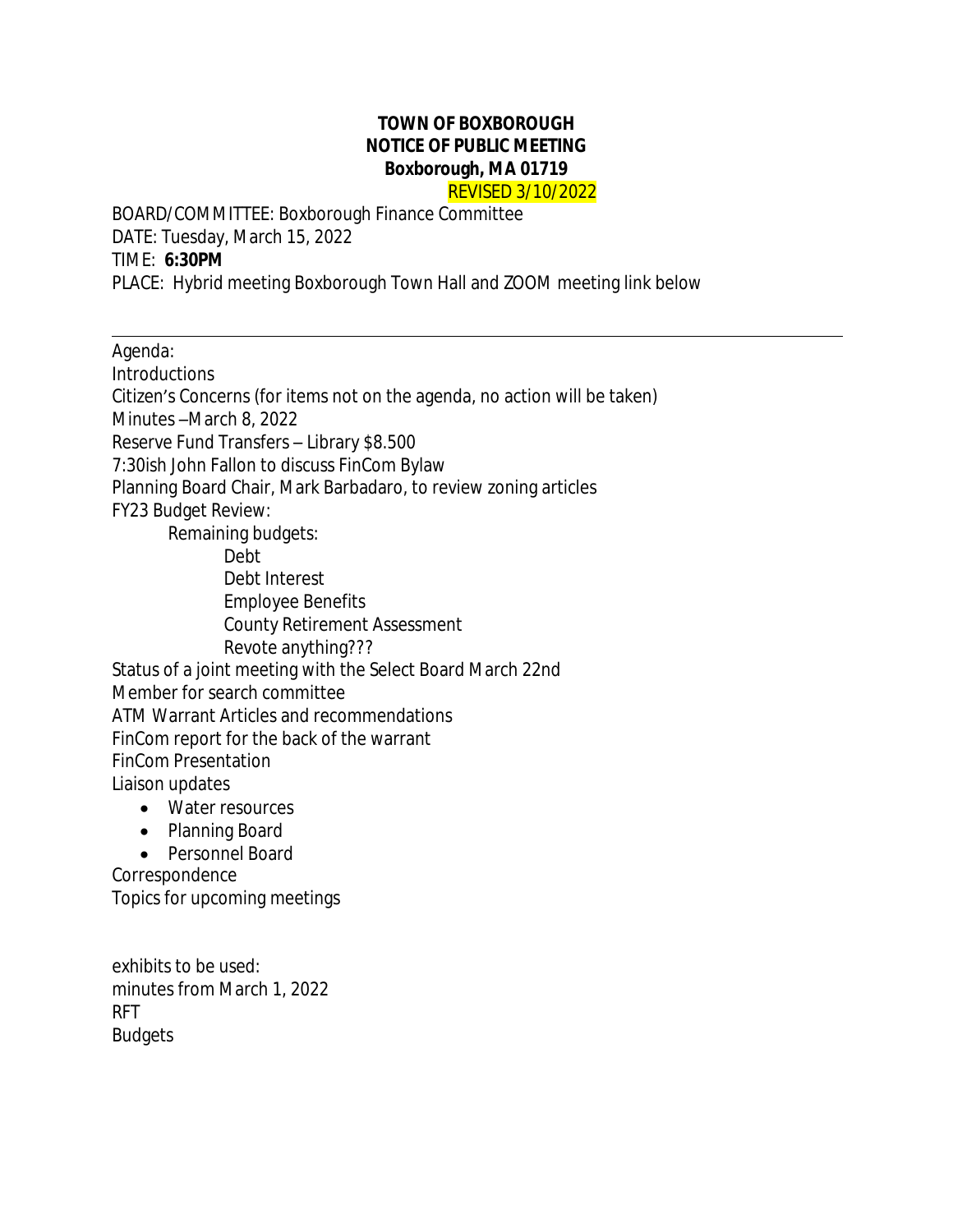**TOWN OF BOXBOROUGH**
**NOTICE OF PUBLIC MEETING**
**Boxborough, MA 01719**
REVISED 3/10/2022

BOARD/COMMITTEE: Boxborough Finance Committee
DATE: Tuesday, March 15, 2022
TIME: **6:30PM**
PLACE: Hybrid meeting Boxborough Town Hall and ZOOM meeting link below

---

Agenda:
Introductions
Citizen's Concerns (for items not on the agenda, no action will be taken)
Minutes –March 8, 2022
Reserve Fund Transfers – Library $8.500
7:30ish John Fallon to discuss FinCom Bylaw
Planning Board Chair, Mark Barbadaro, to review zoning articles
FY23 Budget Review:
    Remaining budgets:
        Debt
        Debt Interest
        Employee Benefits
        County Retirement Assessment
        Revote anything???
Status of a joint meeting with the Select Board March 22nd
Member for search committee
ATM Warrant Articles and recommendations
FinCom report for the back of the warrant
FinCom Presentation
Liaison updates

- Water resources
- Planning Board
- Personnel Board

Correspondence
Topics for upcoming meetings

exhibits to be used:
minutes from March 1, 2022
RFT
Budgets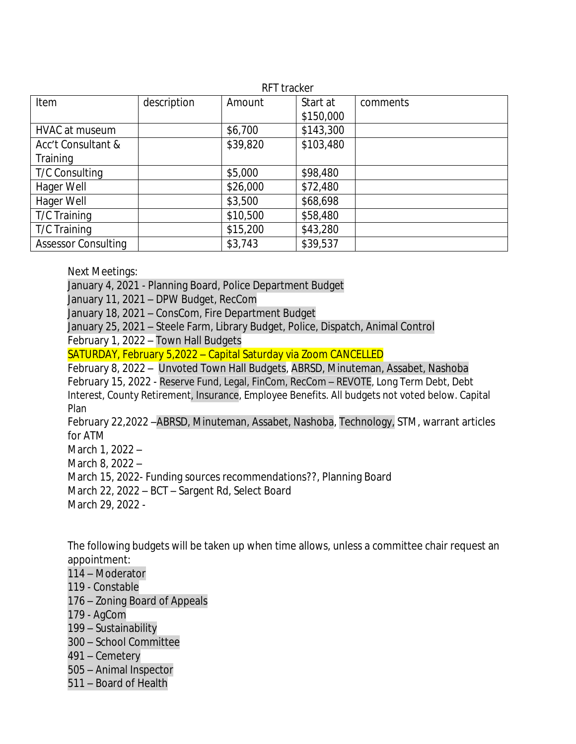RFT tracker

| Item | description | Amount | Start at $150,000 | comments |
|---|---|---|---|---|
| HVAC at museum | | $6,700 | $143,300 | |
| Acc't Consultant & Training | | $39,820 | $103,480 | |
| T/C Consulting | | $5,000 | $98,480 | |
| Hager Well | | $26,000 | $72,480 | |
| Hager Well | | $3,500 | $68,698 | |
| T/C Training | | $10,500 | $58,480 | |
| T/C Training | | $15,200 | $43,280 | |
| Assessor Consulting | | $3,743 | $39,537 | |

Next Meetings:
January 4, 2021 - Planning Board, Police Department Budget
January 11, 2021 – DPW Budget, RecCom
January 18, 2021 – ConsCom, Fire Department Budget
January 25, 2021 – Steele Farm, Library Budget, Police, Dispatch, Animal Control
February 1, 2022 – Town Hall Budgets
SATURDAY, February 5,2022 – Capital Saturday via Zoom CANCELLED
February 8, 2022 – Unvoted Town Hall Budgets, ABRSD, Minuteman, Assabet, Nashoba
February 15, 2022 - Reserve Fund, Legal, FinCom, RecCom – REVOTE, Long Term Debt, Debt Interest, County Retirement, Insurance, Employee Benefits. All budgets not voted below. Capital Plan
February 22,2022 –ABRSD, Minuteman, Assabet, Nashoba, Technology, STM, warrant articles for ATM
March 1, 2022 –
March 8, 2022 –
March 15, 2022- Funding sources recommendations??, Planning Board
March 22, 2022 – BCT – Sargent Rd, Select Board
March 29, 2022 -

The following budgets will be taken up when time allows, unless a committee chair request an appointment:
114 – Moderator
119 - Constable
176 – Zoning Board of Appeals
179 - AgCom
199 – Sustainability
300 – School Committee
491 – Cemetery
505 – Animal Inspector
511 – Board of Health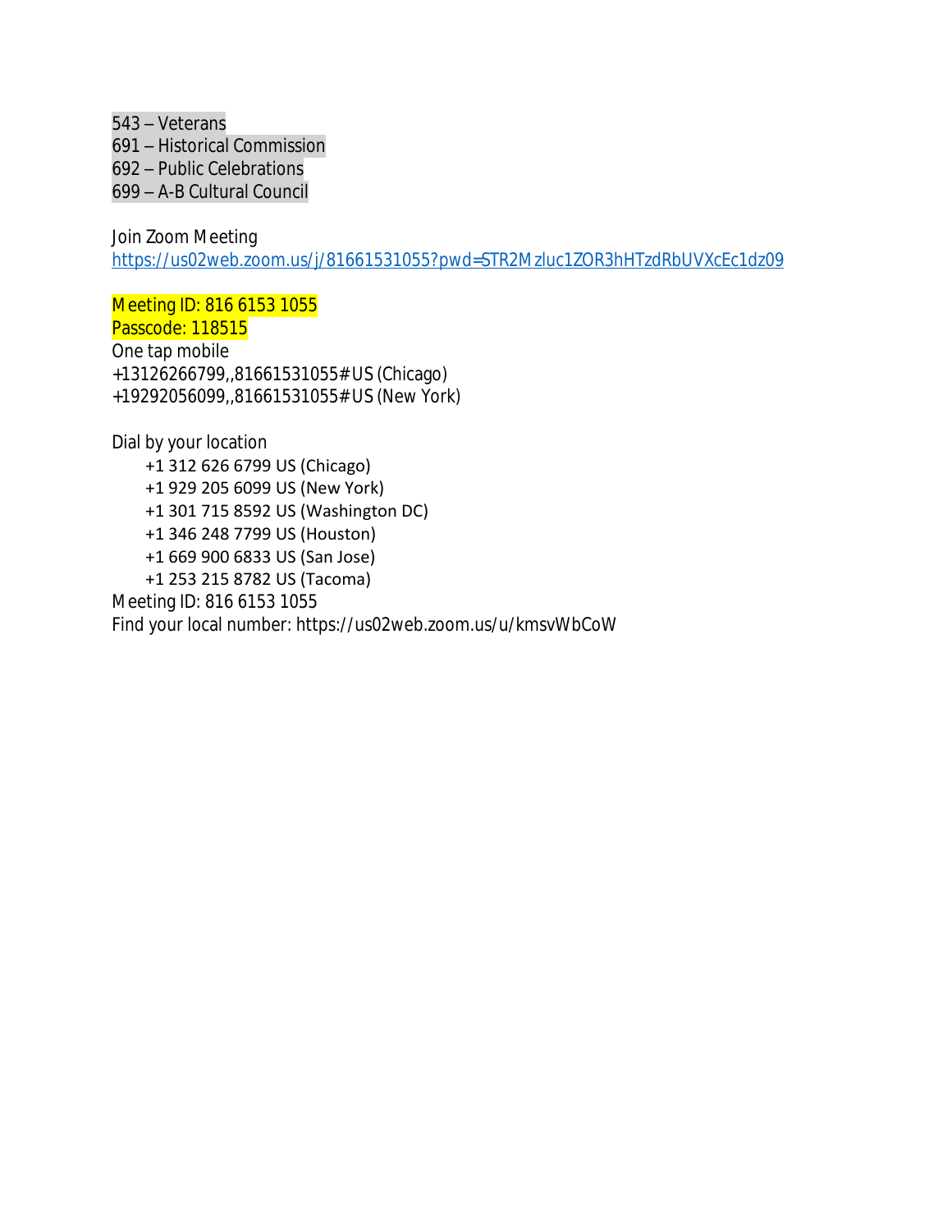543 – Veterans
691 – Historical Commission
692 – Public Celebrations
699 – A-B Cultural Council

Join Zoom Meeting
https://us02web.zoom.us/j/81661531055?pwd=STR2Mzluc1ZOR3hHTzdRbUVXcEc1dz09

Meeting ID: 816 6153 1055
Passcode: 118515
One tap mobile
+13126266799,,81661531055# US (Chicago)
+19292056099,,81661531055# US (New York)

Dial by your location
- +1 312 626 6799 US (Chicago)
- +1 929 205 6099 US (New York)
- +1 301 715 8592 US (Washington DC)
- +1 346 248 7799 US (Houston)
- +1 669 900 6833 US (San Jose)
- +1 253 215 8782 US (Tacoma)

Meeting ID: 816 6153 1055
Find your local number: https://us02web.zoom.us/u/kmsvWbCoW